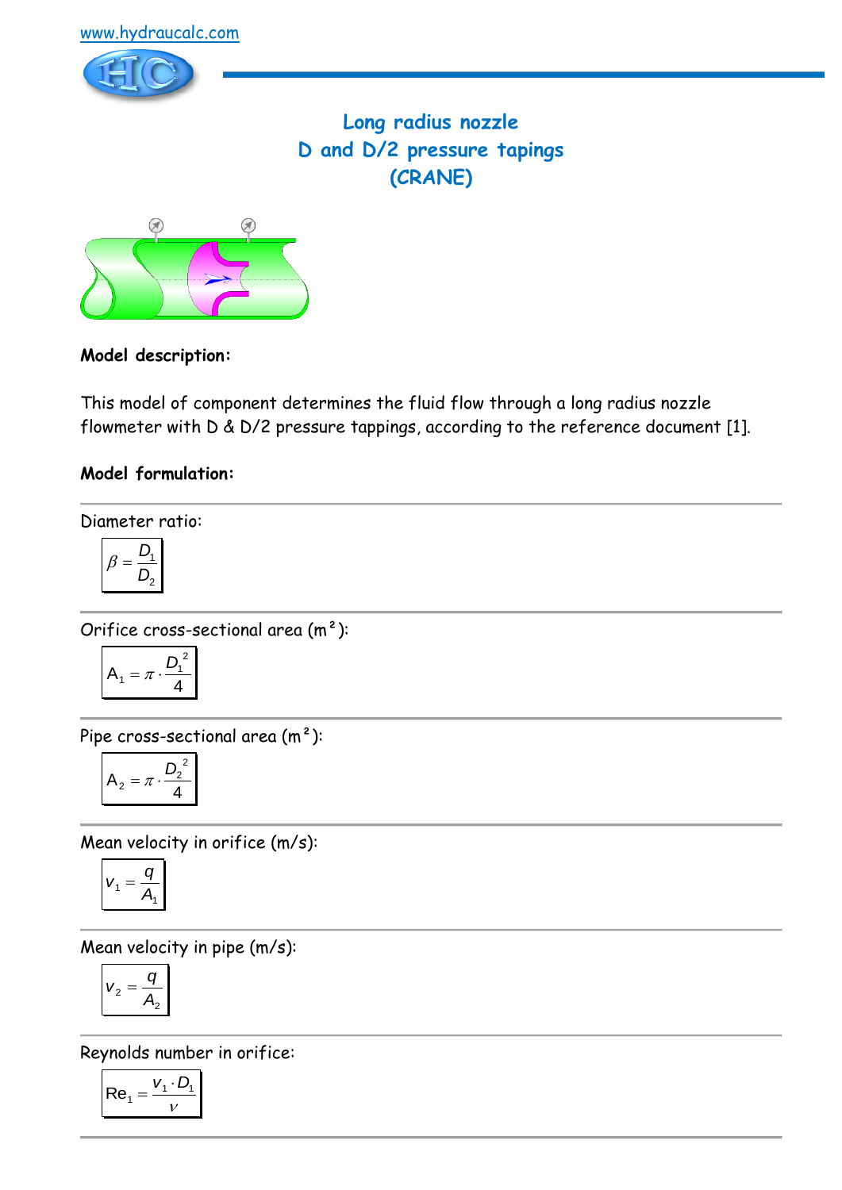www.hydraucalc.com

# Long radius nozzle
## D and D/2 pressure tapings
## (CRANE)

**Model description:**

This model of component determines the fluid flow through a long radius nozzle flowmeter with D & D/2 pressure tappings, according to the reference document [1].

**Model formulation:**

Diameter ratio:

$$\beta = \frac{D_1}{D_2}$$

Orifice cross-sectional area (m²):

$$A_1 = \pi \cdot \frac{D_1^2}{4}$$

Pipe cross-sectional area (m²):

$$A_2 = \pi \cdot \frac{D_2^2}{4}$$

Mean velocity in orifice (m/s):

$$v_1 = \frac{q}{A_1}$$

Mean velocity in pipe (m/s):

$$v_2 = \frac{q}{A_2}$$

Reynolds number in orifice:

$$\mathrm{Re}_1 = \frac{v_1 \cdot D_1}{\nu}$$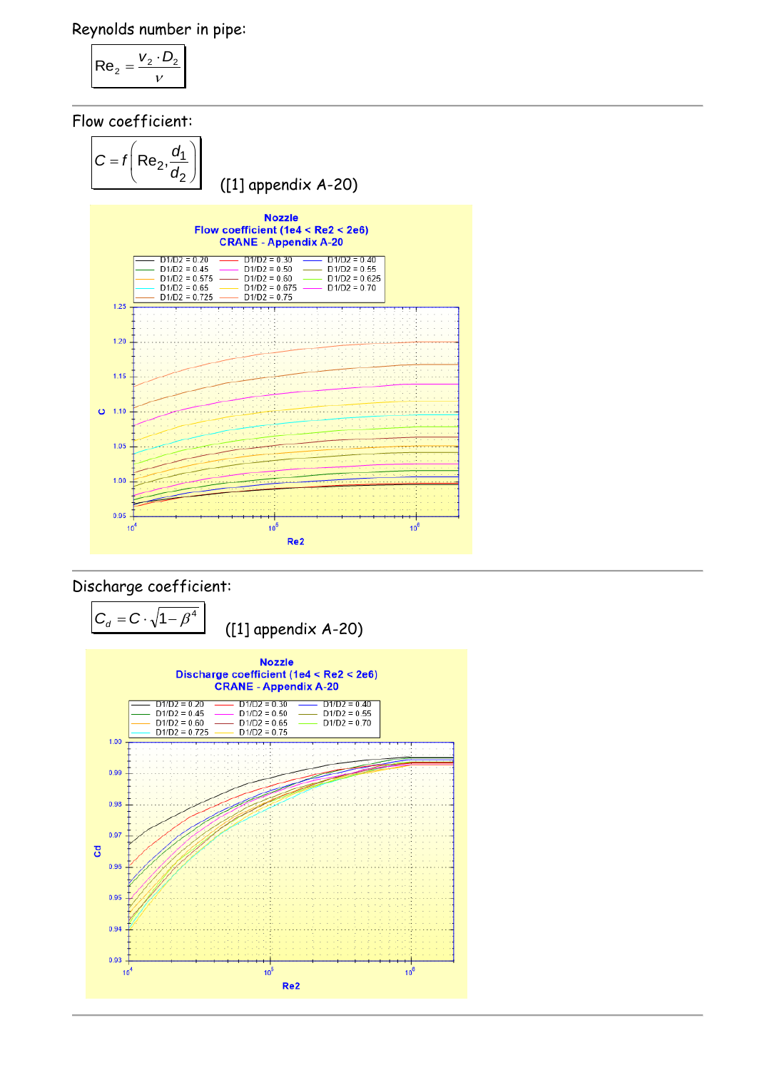Reynolds number in pipe:

$$Re_2 = \frac{v_2 \cdot D_2}{\nu}$$

Flow coefficient:

$$C = f\left(Re_2, \frac{d_1}{d_2}\right)$$

([1] appendix A-20)

Discharge coefficient:

$$C_d = C \cdot \sqrt{1-\beta^4}$$

([1] appendix A-20)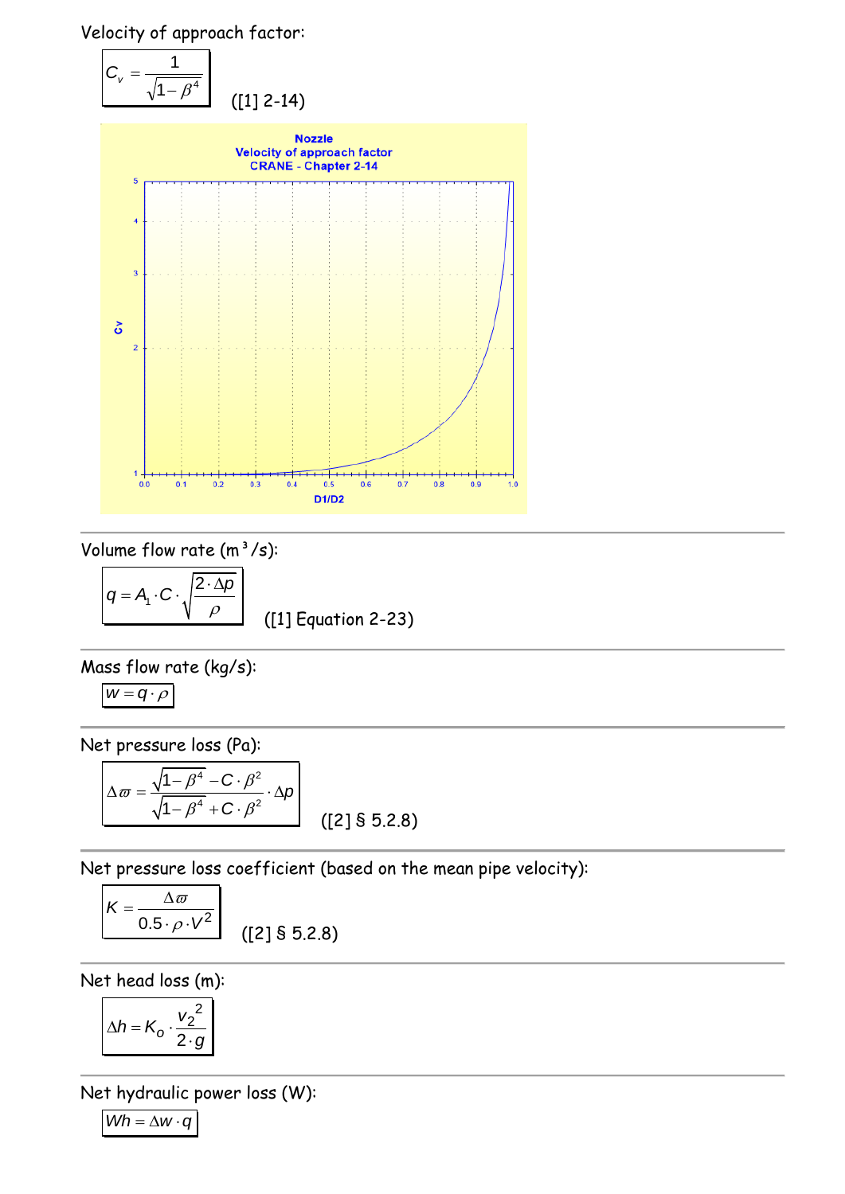Velocity of approach factor:

$$C_v = \frac{1}{\sqrt{1-\beta^4}}$$

([1] 2-14)

Nozzle
Velocity of approach factor
CRANE - Chapter 2-14

---

Volume flow rate ($m^3/s$):

$$q = A_1 \cdot C \cdot \sqrt{\frac{2 \cdot \Delta p}{\rho}}$$

([1] Equation 2-23)

---

Mass flow rate (kg/s):

$$w = q \cdot \rho$$

---

Net pressure loss (Pa):

$$\Delta \varpi = \frac{\sqrt{1-\beta^4} - C \cdot \beta^2}{\sqrt{1-\beta^4} + C \cdot \beta^2} \cdot \Delta p$$

([2] § 5.2.8)

---

Net pressure loss coefficient (based on the mean pipe velocity):

$$K = \frac{\Delta \varpi}{0.5 \cdot \rho \cdot V^2}$$

([2] § 5.2.8)

---

Net head loss (m):

$$\Delta h = K_o \cdot \frac{v_2^2}{2 \cdot g}$$

---

Net hydraulic power loss (W):

$$Wh = \Delta w \cdot q$$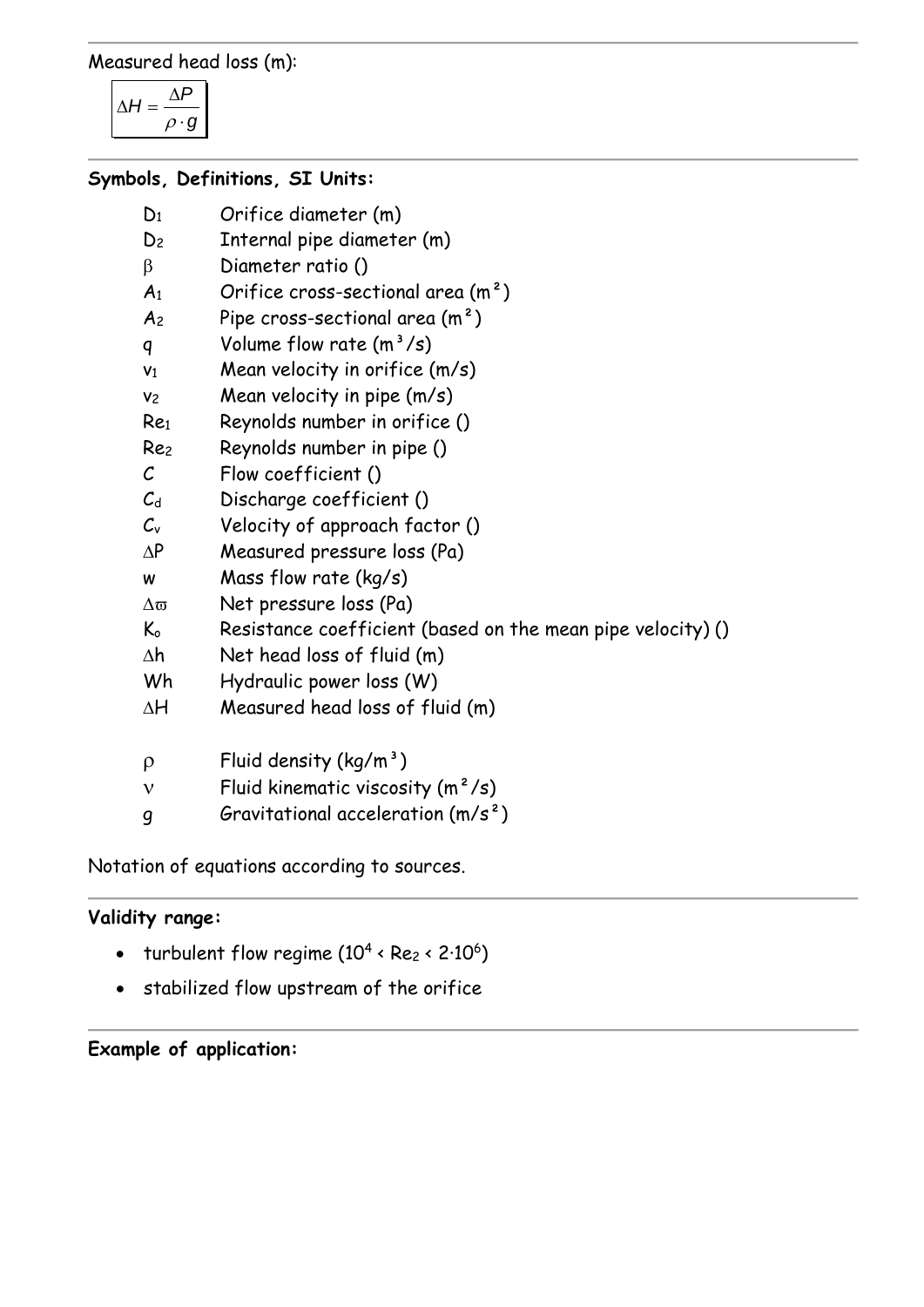Measured head loss (m):

$$\Delta H = \frac{\Delta P}{\rho \cdot g}$$

**Symbols, Definitions, SI Units:**

| | |
|---|---|
| $D_1$ | Orifice diameter (m) |
| $D_2$ | Internal pipe diameter (m) |
| $\beta$ | Diameter ratio () |
| $A_1$ | Orifice cross-sectional area (m²) |
| $A_2$ | Pipe cross-sectional area (m²) |
| $q$ | Volume flow rate (m³/s) |
| $v_1$ | Mean velocity in orifice (m/s) |
| $v_2$ | Mean velocity in pipe (m/s) |
| $Re_1$ | Reynolds number in orifice () |
| $Re_2$ | Reynolds number in pipe () |
| $C$ | Flow coefficient () |
| $C_d$ | Discharge coefficient () |
| $C_v$ | Velocity of approach factor () |
| $\Delta P$ | Measured pressure loss (Pa) |
| $w$ | Mass flow rate (kg/s) |
| $\Delta\varpi$ | Net pressure loss (Pa) |
| $K_o$ | Resistance coefficient (based on the mean pipe velocity) () |
| $\Delta h$ | Net head loss of fluid (m) |
| $Wh$ | Hydraulic power loss (W) |
| $\Delta H$ | Measured head loss of fluid (m) |
| $\rho$ | Fluid density (kg/m³) |
| $\nu$ | Fluid kinematic viscosity (m²/s) |
| $g$ | Gravitational acceleration (m/s²) |

Notation of equations according to sources.

**Validity range:**

- turbulent flow regime ($10^4 < Re_2 < 2 \cdot 10^6$)
- stabilized flow upstream of the orifice

**Example of application:**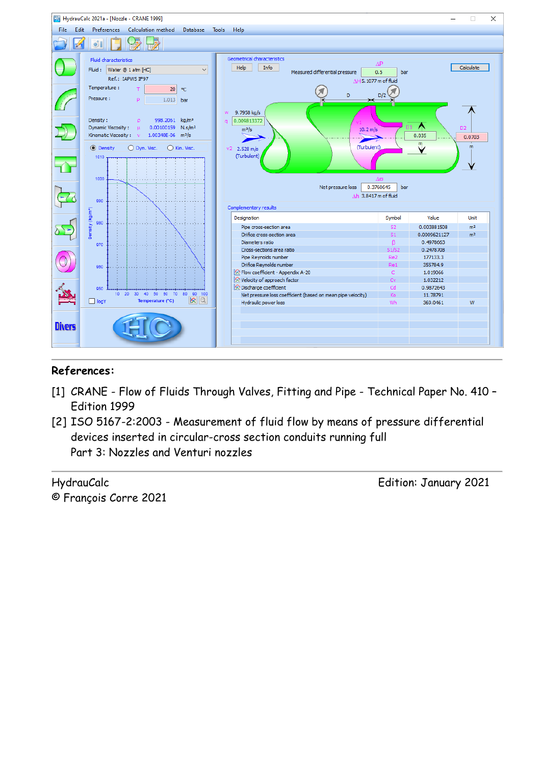HydrauCalc 2021a - [Nozzle - CRANE 1999]

File Edit Preferences Calculation method Database Tools Help

Fluid characteristics

Fluid : Water @ 1 atm [HC]

Ref.: IAPWS IF97

Temperature : T 20 °C

Pressure : P 1.013 bar

Density : ρ 998.2061 kg/m³

Dynamic Viscosity : μ 0.00100159 N.s/m²

Kinematic Viscosity : ν 1.00340E-06 m²/s

Density Dyn. Visc. Kin. Visc.

1010
1000
990
980
970
960
950
Density (kg/m³)
10 20 30 40 50 60 70 80 90 100
Temperature (°C)
logY

Geometrical characteristics

Help Info

ΔP

Measured differential pressure 0.5 bar

ΔH 5.1077 m of fluid

Calculate

D D/2

w 9.7958 kg/s

q 0.009813372 m³/s

v1 10.2 m/s (Turbulent)

v2 2.528 m/s (Turbulent)

D1 0.035 m

D2 0.0703 m

Δω

Net pressure loss 0.3760645 bar

Δh 3.8417 m of fluid

Complementary results

| Designation | Symbol | Value | Unit |
|---|---|---|---|
| Pipe cross-section area | S2 | 0.003881508 | m² |
| Orifice cross-section area | S1 | 0.0009621127 | m² |
| Diameters ratio | β | 0.4978663 | |
| Cross-sections area ratio | S1/S2 | 0.2478708 | |
| Pipe Reynolds number | Re2 | 177133.3 | |
| Orifice Reynolds number | Re1 | 355784.9 | |
| Flow coefficient - Appendix A-20 | C | 1.019066 | |
| Velocity of approach factor | Cv | 1.032212 | |
| Discharge coefficient | Cd | 0.9872643 | |
| Net pressure loss coefficient (based on mean pipe velocity) | Ko | 11.78791 | |
| Hydraulic power loss | Wh | 369.0461 | W |

## References:

[1] CRANE - Flow of Fluids Through Valves, Fitting and Pipe - Technical Paper No. 410 – Edition 1999

[2] ISO 5167-2:2003 - Measurement of fluid flow by means of pressure differential devices inserted in circular-cross section conduits running full
Part 3: Nozzles and Venturi nozzles

HydrauCalc
© François Corre 2021

Edition: January 2021